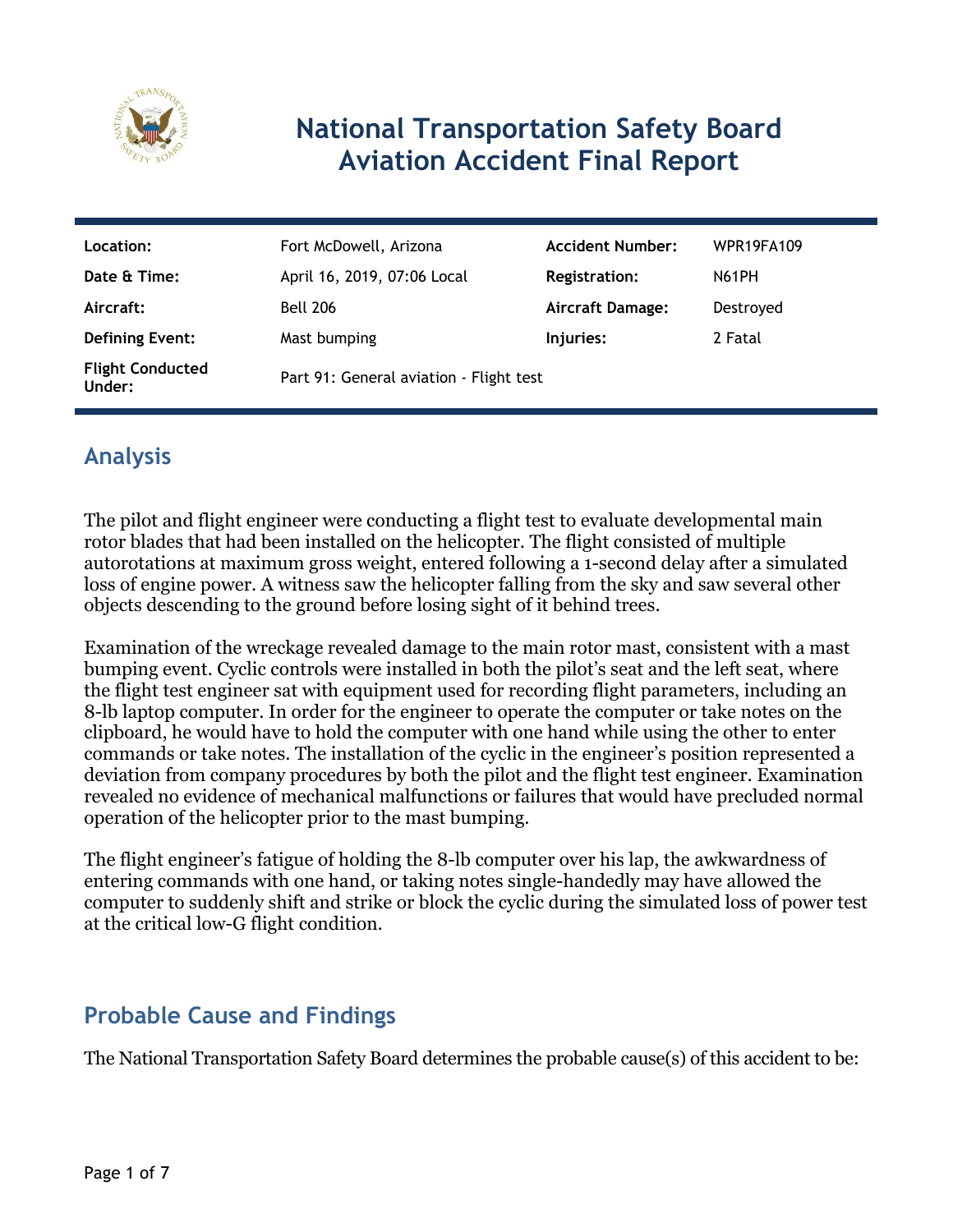# National Transportation Safety Board Aviation Accident Final Report

| | | | |
|---|---|---|---|
| **Location:** | Fort McDowell, Arizona | **Accident Number:** | WPR19FA109 |
| **Date & Time:** | April 16, 2019, 07:06 Local | **Registration:** | N61PH |
| **Aircraft:** | Bell 206 | **Aircraft Damage:** | Destroyed |
| **Defining Event:** | Mast bumping | **Injuries:** | 2 Fatal |
| **Flight Conducted Under:** | Part 91: General aviation - Flight test | | |

## Analysis

The pilot and flight engineer were conducting a flight test to evaluate developmental main rotor blades that had been installed on the helicopter. The flight consisted of multiple autorotations at maximum gross weight, entered following a 1-second delay after a simulated loss of engine power. A witness saw the helicopter falling from the sky and saw several other objects descending to the ground before losing sight of it behind trees.

Examination of the wreckage revealed damage to the main rotor mast, consistent with a mast bumping event. Cyclic controls were installed in both the pilot's seat and the left seat, where the flight test engineer sat with equipment used for recording flight parameters, including an 8-lb laptop computer. In order for the engineer to operate the computer or take notes on the clipboard, he would have to hold the computer with one hand while using the other to enter commands or take notes. The installation of the cyclic in the engineer's position represented a deviation from company procedures by both the pilot and the flight test engineer. Examination revealed no evidence of mechanical malfunctions or failures that would have precluded normal operation of the helicopter prior to the mast bumping.

The flight engineer's fatigue of holding the 8-lb computer over his lap, the awkwardness of entering commands with one hand, or taking notes single-handedly may have allowed the computer to suddenly shift and strike or block the cyclic during the simulated loss of power test at the critical low-G flight condition.

## Probable Cause and Findings

The National Transportation Safety Board determines the probable cause(s) of this accident to be: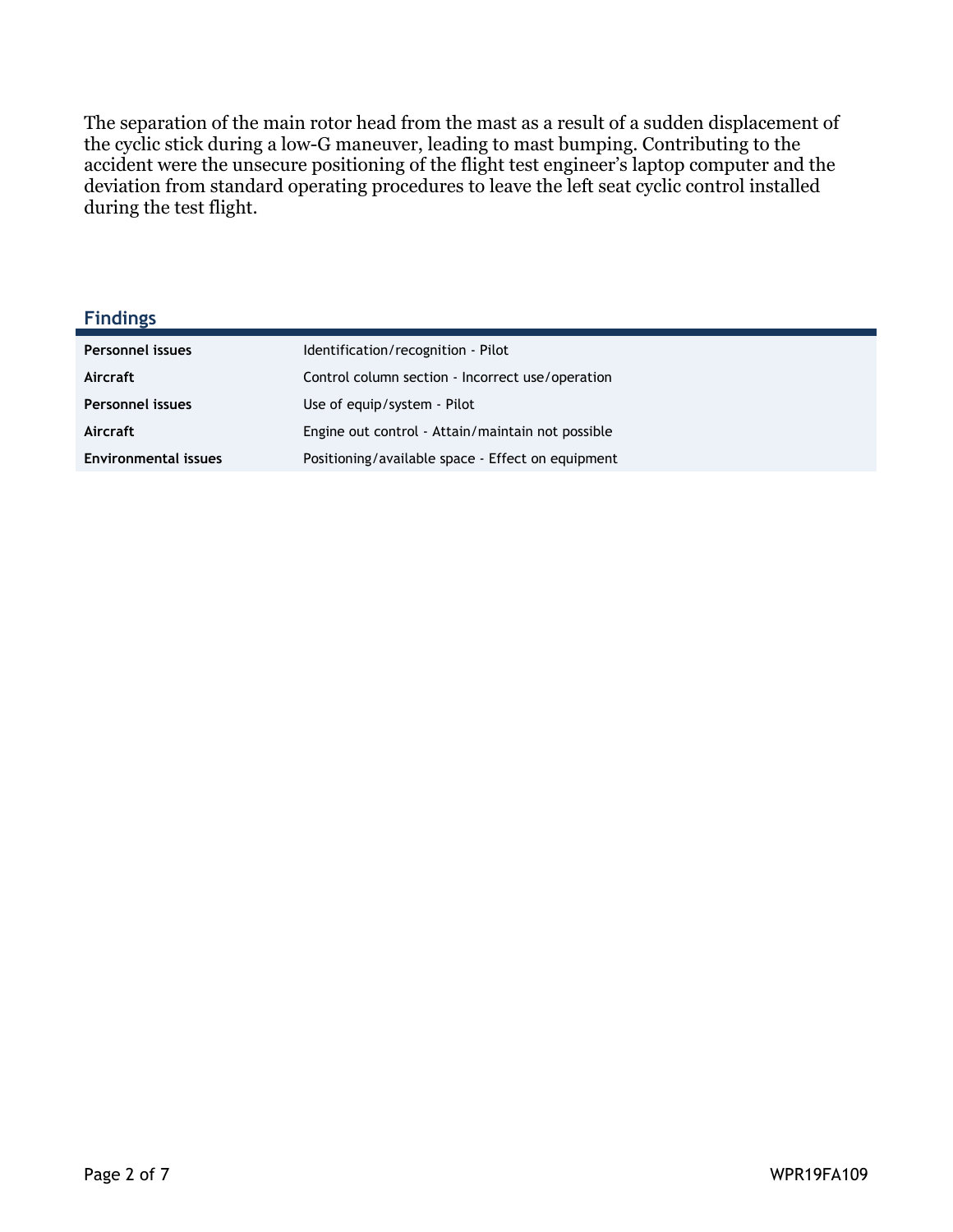The separation of the main rotor head from the mast as a result of a sudden displacement of the cyclic stick during a low-G maneuver, leading to mast bumping. Contributing to the accident were the unsecure positioning of the flight test engineer's laptop computer and the deviation from standard operating procedures to leave the left seat cyclic control installed during the test flight.

## Findings

| | |
|---|---|
| **Personnel issues** | Identification/recognition - Pilot |
| **Aircraft** | Control column section - Incorrect use/operation |
| **Personnel issues** | Use of equip/system - Pilot |
| **Aircraft** | Engine out control - Attain/maintain not possible |
| **Environmental issues** | Positioning/available space - Effect on equipment |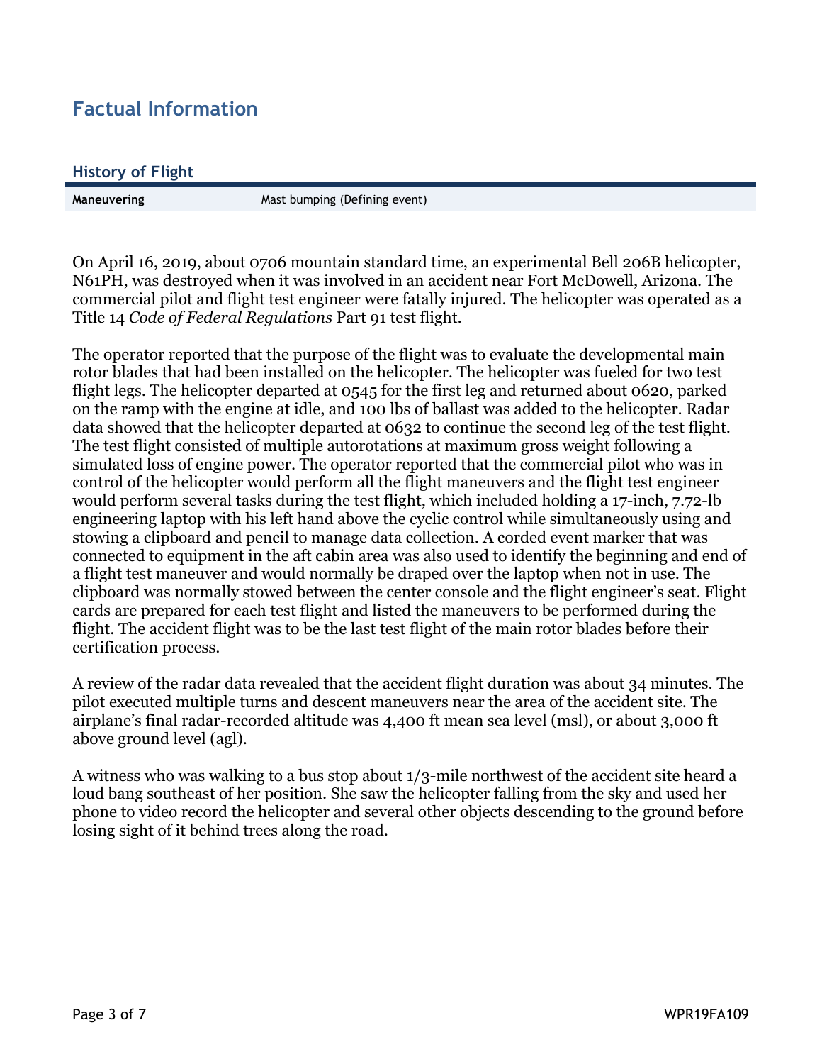## Factual Information

### History of Flight

| Maneuvering | Mast bumping (Defining event) |
| --- | --- |

On April 16, 2019, about 0706 mountain standard time, an experimental Bell 206B helicopter, N61PH, was destroyed when it was involved in an accident near Fort McDowell, Arizona. The commercial pilot and flight test engineer were fatally injured. The helicopter was operated as a Title 14 *Code of Federal Regulations* Part 91 test flight.

The operator reported that the purpose of the flight was to evaluate the developmental main rotor blades that had been installed on the helicopter. The helicopter was fueled for two test flight legs. The helicopter departed at 0545 for the first leg and returned about 0620, parked on the ramp with the engine at idle, and 100 lbs of ballast was added to the helicopter. Radar data showed that the helicopter departed at 0632 to continue the second leg of the test flight. The test flight consisted of multiple autorotations at maximum gross weight following a simulated loss of engine power. The operator reported that the commercial pilot who was in control of the helicopter would perform all the flight maneuvers and the flight test engineer would perform several tasks during the test flight, which included holding a 17-inch, 7.72-lb engineering laptop with his left hand above the cyclic control while simultaneously using and stowing a clipboard and pencil to manage data collection. A corded event marker that was connected to equipment in the aft cabin area was also used to identify the beginning and end of a flight test maneuver and would normally be draped over the laptop when not in use. The clipboard was normally stowed between the center console and the flight engineer's seat. Flight cards are prepared for each test flight and listed the maneuvers to be performed during the flight. The accident flight was to be the last test flight of the main rotor blades before their certification process.

A review of the radar data revealed that the accident flight duration was about 34 minutes. The pilot executed multiple turns and descent maneuvers near the area of the accident site. The airplane's final radar-recorded altitude was 4,400 ft mean sea level (msl), or about 3,000 ft above ground level (agl).

A witness who was walking to a bus stop about 1/3-mile northwest of the accident site heard a loud bang southeast of her position. She saw the helicopter falling from the sky and used her phone to video record the helicopter and several other objects descending to the ground before losing sight of it behind trees along the road.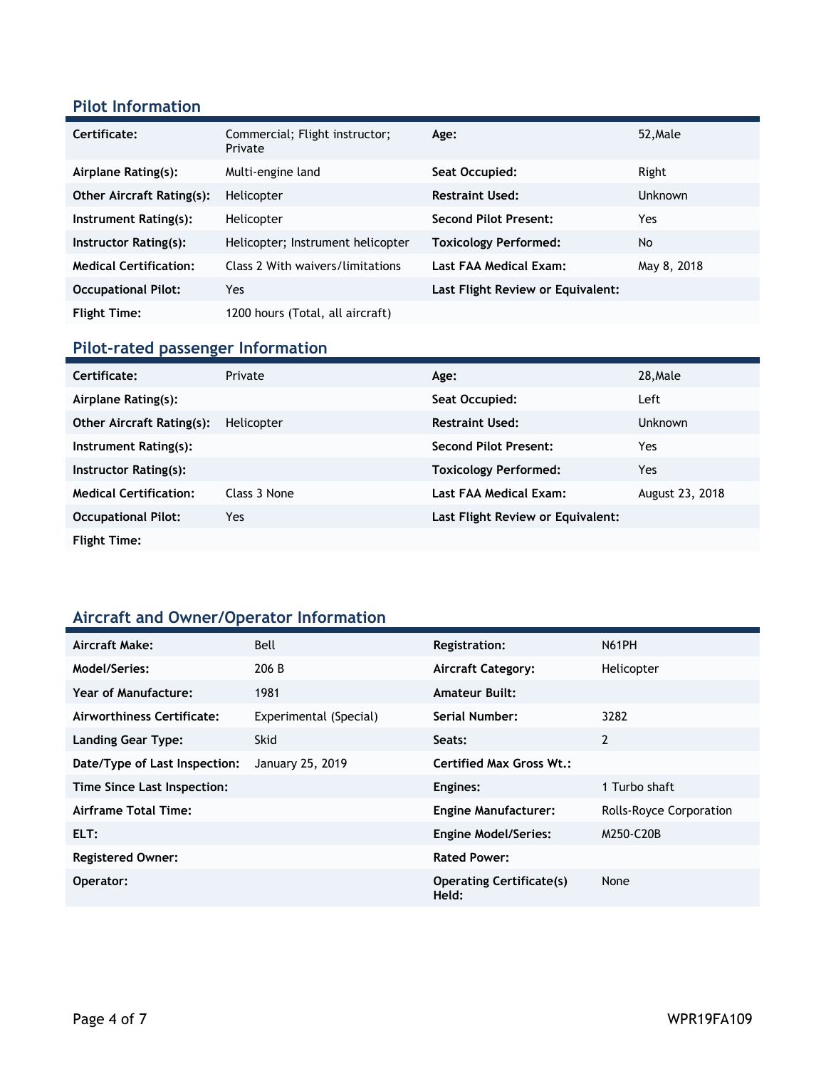## Pilot Information

| | | | |
|---|---|---|---|
| **Certificate:** | Commercial; Flight instructor; Private | **Age:** | 52,Male |
| **Airplane Rating(s):** | Multi-engine land | **Seat Occupied:** | Right |
| **Other Aircraft Rating(s):** | Helicopter | **Restraint Used:** | Unknown |
| **Instrument Rating(s):** | Helicopter | **Second Pilot Present:** | Yes |
| **Instructor Rating(s):** | Helicopter; Instrument helicopter | **Toxicology Performed:** | No |
| **Medical Certification:** | Class 2 With waivers/limitations | **Last FAA Medical Exam:** | May 8, 2018 |
| **Occupational Pilot:** | Yes | **Last Flight Review or Equivalent:** | |
| **Flight Time:** | 1200 hours (Total, all aircraft) | | |

## Pilot-rated passenger Information

| | | | |
|---|---|---|---|
| **Certificate:** | Private | **Age:** | 28,Male |
| **Airplane Rating(s):** | | **Seat Occupied:** | Left |
| **Other Aircraft Rating(s):** | Helicopter | **Restraint Used:** | Unknown |
| **Instrument Rating(s):** | | **Second Pilot Present:** | Yes |
| **Instructor Rating(s):** | | **Toxicology Performed:** | Yes |
| **Medical Certification:** | Class 3 None | **Last FAA Medical Exam:** | August 23, 2018 |
| **Occupational Pilot:** | Yes | **Last Flight Review or Equivalent:** | |
| **Flight Time:** | | | |

## Aircraft and Owner/Operator Information

| | | | |
|---|---|---|---|
| **Aircraft Make:** | Bell | **Registration:** | N61PH |
| **Model/Series:** | 206 B | **Aircraft Category:** | Helicopter |
| **Year of Manufacture:** | 1981 | **Amateur Built:** | |
| **Airworthiness Certificate:** | Experimental (Special) | **Serial Number:** | 3282 |
| **Landing Gear Type:** | Skid | **Seats:** | 2 |
| **Date/Type of Last Inspection:** | January 25, 2019 | **Certified Max Gross Wt.:** | |
| **Time Since Last Inspection:** | | **Engines:** | 1 Turbo shaft |
| **Airframe Total Time:** | | **Engine Manufacturer:** | Rolls-Royce Corporation |
| **ELT:** | | **Engine Model/Series:** | M250-C20B |
| **Registered Owner:** | | **Rated Power:** | |
| **Operator:** | | **Operating Certificate(s) Held:** | None |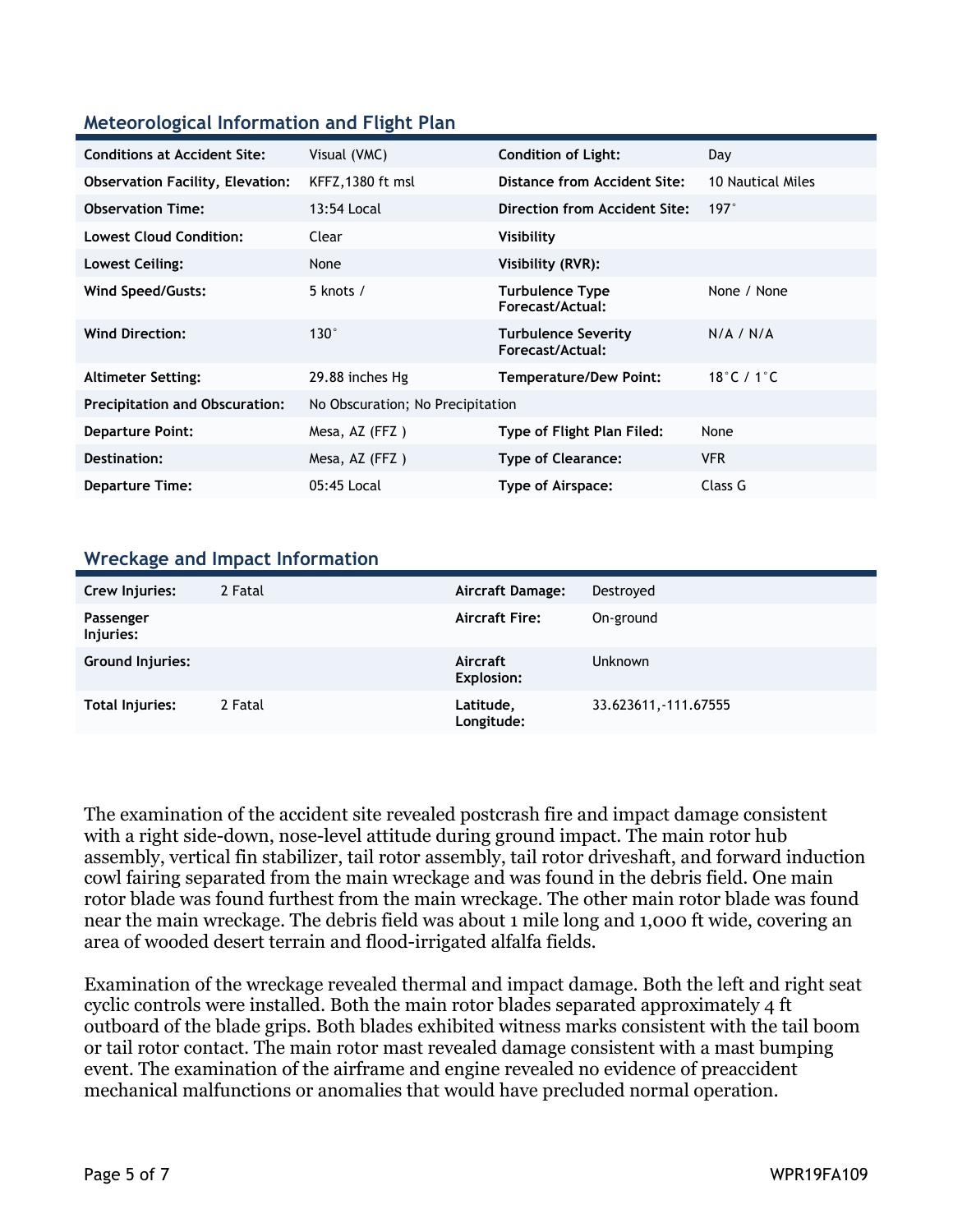## Meteorological Information and Flight Plan

| | | | |
|---|---|---|---|
| **Conditions at Accident Site:** | Visual (VMC) | **Condition of Light:** | Day |
| **Observation Facility, Elevation:** | KFFZ,1380 ft msl | **Distance from Accident Site:** | 10 Nautical Miles |
| **Observation Time:** | 13:54 Local | **Direction from Accident Site:** | 197° |
| **Lowest Cloud Condition:** | Clear | **Visibility** | |
| **Lowest Ceiling:** | None | **Visibility (RVR):** | |
| **Wind Speed/Gusts:** | 5 knots / | **Turbulence Type Forecast/Actual:** | None / None |
| **Wind Direction:** | 130° | **Turbulence Severity Forecast/Actual:** | N/A / N/A |
| **Altimeter Setting:** | 29.88 inches Hg | **Temperature/Dew Point:** | 18°C / 1°C |
| **Precipitation and Obscuration:** | No Obscuration; No Precipitation | | |
| **Departure Point:** | Mesa, AZ (FFZ ) | **Type of Flight Plan Filed:** | None |
| **Destination:** | Mesa, AZ (FFZ ) | **Type of Clearance:** | VFR |
| **Departure Time:** | 05:45 Local | **Type of Airspace:** | Class G |

## Wreckage and Impact Information

| | | | |
|---|---|---|---|
| **Crew Injuries:** | 2 Fatal | **Aircraft Damage:** | Destroyed |
| **Passenger Injuries:** | | **Aircraft Fire:** | On-ground |
| **Ground Injuries:** | | **Aircraft Explosion:** | Unknown |
| **Total Injuries:** | 2 Fatal | **Latitude, Longitude:** | 33.623611,-111.67555 |

The examination of the accident site revealed postcrash fire and impact damage consistent with a right side-down, nose-level attitude during ground impact. The main rotor hub assembly, vertical fin stabilizer, tail rotor assembly, tail rotor driveshaft, and forward induction cowl fairing separated from the main wreckage and was found in the debris field. One main rotor blade was found furthest from the main wreckage. The other main rotor blade was found near the main wreckage. The debris field was about 1 mile long and 1,000 ft wide, covering an area of wooded desert terrain and flood-irrigated alfalfa fields.

Examination of the wreckage revealed thermal and impact damage. Both the left and right seat cyclic controls were installed. Both the main rotor blades separated approximately 4 ft outboard of the blade grips. Both blades exhibited witness marks consistent with the tail boom or tail rotor contact. The main rotor mast revealed damage consistent with a mast bumping event. The examination of the airframe and engine revealed no evidence of preaccident mechanical malfunctions or anomalies that would have precluded normal operation.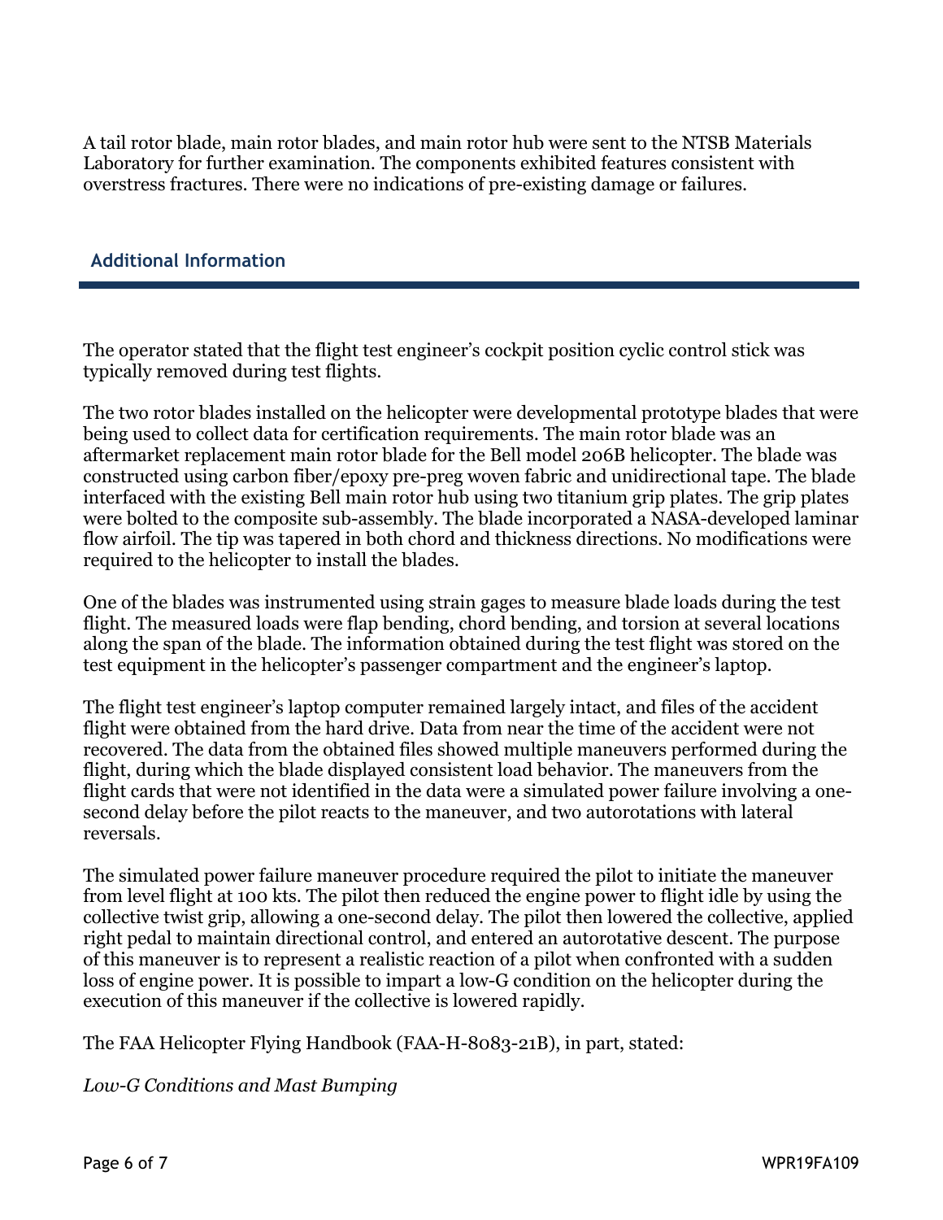A tail rotor blade, main rotor blades, and main rotor hub were sent to the NTSB Materials Laboratory for further examination. The components exhibited features consistent with overstress fractures. There were no indications of pre-existing damage or failures.

## Additional Information

The operator stated that the flight test engineer's cockpit position cyclic control stick was typically removed during test flights.

The two rotor blades installed on the helicopter were developmental prototype blades that were being used to collect data for certification requirements. The main rotor blade was an aftermarket replacement main rotor blade for the Bell model 206B helicopter. The blade was constructed using carbon fiber/epoxy pre-preg woven fabric and unidirectional tape. The blade interfaced with the existing Bell main rotor hub using two titanium grip plates. The grip plates were bolted to the composite sub-assembly. The blade incorporated a NASA-developed laminar flow airfoil. The tip was tapered in both chord and thickness directions. No modifications were required to the helicopter to install the blades.

One of the blades was instrumented using strain gages to measure blade loads during the test flight. The measured loads were flap bending, chord bending, and torsion at several locations along the span of the blade. The information obtained during the test flight was stored on the test equipment in the helicopter's passenger compartment and the engineer's laptop.

The flight test engineer's laptop computer remained largely intact, and files of the accident flight were obtained from the hard drive. Data from near the time of the accident were not recovered. The data from the obtained files showed multiple maneuvers performed during the flight, during which the blade displayed consistent load behavior. The maneuvers from the flight cards that were not identified in the data were a simulated power failure involving a one-second delay before the pilot reacts to the maneuver, and two autorotations with lateral reversals.

The simulated power failure maneuver procedure required the pilot to initiate the maneuver from level flight at 100 kts. The pilot then reduced the engine power to flight idle by using the collective twist grip, allowing a one-second delay. The pilot then lowered the collective, applied right pedal to maintain directional control, and entered an autorotative descent. The purpose of this maneuver is to represent a realistic reaction of a pilot when confronted with a sudden loss of engine power. It is possible to impart a low-G condition on the helicopter during the execution of this maneuver if the collective is lowered rapidly.

The FAA Helicopter Flying Handbook (FAA-H-8083-21B), in part, stated:

*Low-G Conditions and Mast Bumping*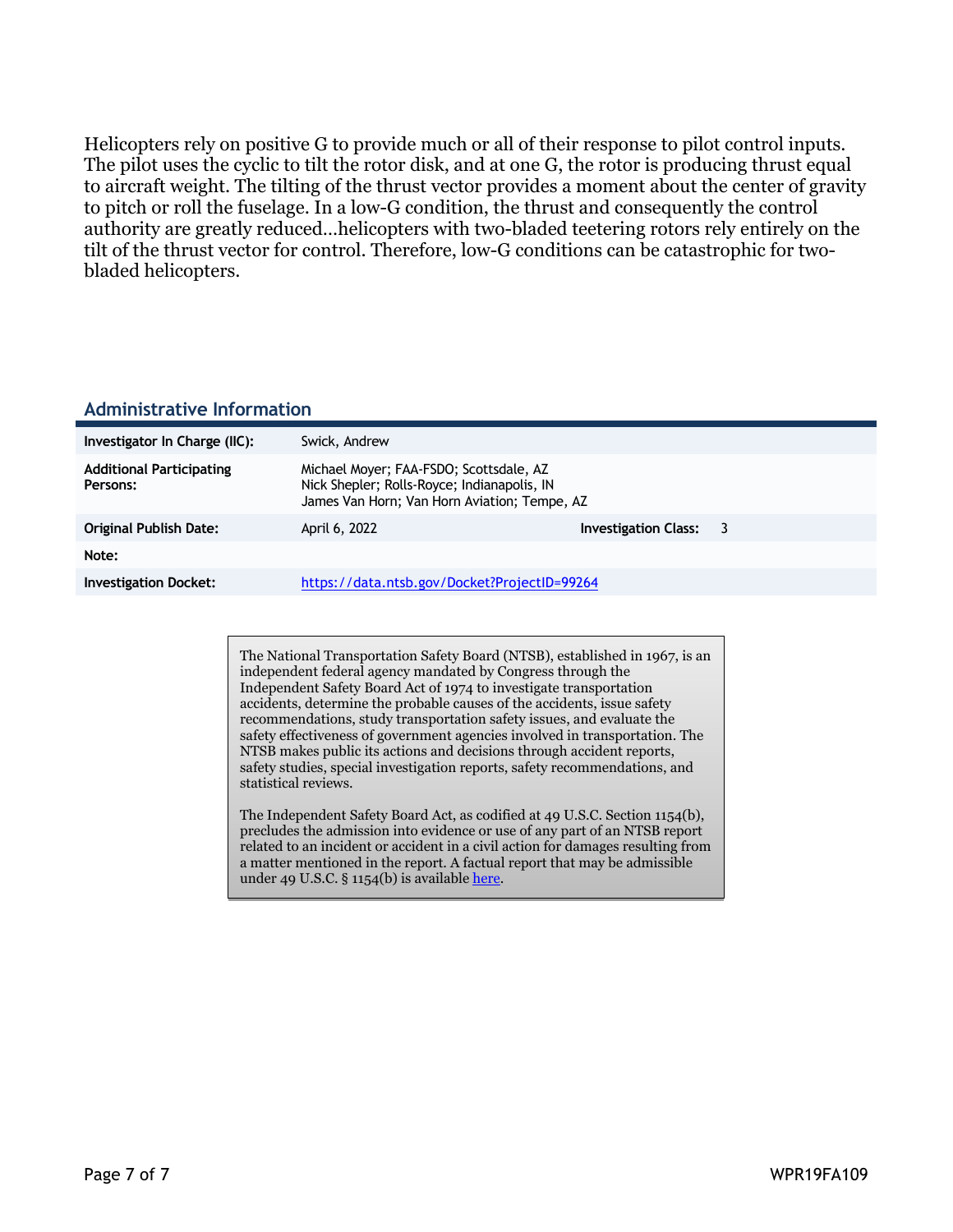Helicopters rely on positive G to provide much or all of their response to pilot control inputs. The pilot uses the cyclic to tilt the rotor disk, and at one G, the rotor is producing thrust equal to aircraft weight. The tilting of the thrust vector provides a moment about the center of gravity to pitch or roll the fuselage. In a low-G condition, the thrust and consequently the control authority are greatly reduced…helicopters with two-bladed teetering rotors rely entirely on the tilt of the thrust vector for control. Therefore, low-G conditions can be catastrophic for two-bladed helicopters.

## Administrative Information

| | | | |
|---|---|---|---|
| **Investigator In Charge (IIC):** | Swick, Andrew | | |
| **Additional Participating Persons:** | Michael Moyer; FAA-FSDO; Scottsdale, AZ<br>Nick Shepler; Rolls-Royce; Indianapolis, IN<br>James Van Horn; Van Horn Aviation; Tempe, AZ | | |
| **Original Publish Date:** | April 6, 2022 | **Investigation Class:** | 3 |
| **Note:** | | | |
| **Investigation Docket:** | https://data.ntsb.gov/Docket?ProjectID=99264 | | |

The National Transportation Safety Board (NTSB), established in 1967, is an independent federal agency mandated by Congress through the Independent Safety Board Act of 1974 to investigate transportation accidents, determine the probable causes of the accidents, issue safety recommendations, study transportation safety issues, and evaluate the safety effectiveness of government agencies involved in transportation. The NTSB makes public its actions and decisions through accident reports, safety studies, special investigation reports, safety recommendations, and statistical reviews.

The Independent Safety Board Act, as codified at 49 U.S.C. Section 1154(b), precludes the admission into evidence or use of any part of an NTSB report related to an incident or accident in a civil action for damages resulting from a matter mentioned in the report. A factual report that may be admissible under 49 U.S.C. § 1154(b) is available here.